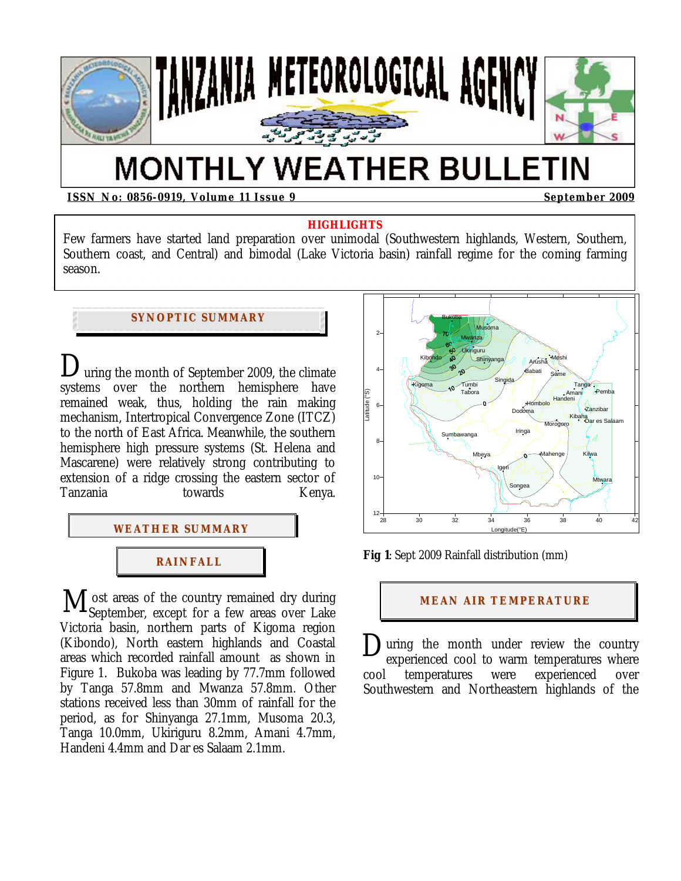# MONTHLY WEATHER BULLETIN

**TANZANIA METEOROLOGICAL AGENCY**

**ISSN No: 0856-0919, Volume 11 Issue 9** **September 2009**

**HIGHLIGHTS**

Few farmers have started land preparation over unimodal (Southwestern highlands, Western, Southern, Southern coast, and Central) and bimodal (Lake Victoria basin) rainfall regime for the coming farming season.

## SYNOPTIC SUMMARY

During the month of September 2009, the climate systems over the northern hemisphere have remained weak, thus, holding the rain making mechanism, Intertropical Convergence Zone (ITCZ) to the north of East Africa. Meanwhile, the southern hemisphere high pressure systems (St. Helena and Mascarene) were relatively strong contributing to extension of a ridge crossing the eastern sector of Tanzania towards Kenya.

## WEATHER SUMMARY

### RAINFALL

Most areas of the country remained dry during September, except for a few areas over Lake Victoria basin, northern parts of Kigoma region (Kibondo), North eastern highlands and Coastal areas which recorded rainfall amount as shown in Figure 1. Bukoba was leading by 77.7mm followed by Tanga 57.8mm and Mwanza 57.8mm. Other stations received less than 30mm of rainfall for the period, as for Shinyanga 27.1mm, Musoma 20.3, Tanga 10.0mm, Ukiriguru 8.2mm, Amani 4.7mm, Handeni 4.4mm and Dar es Salaam 2.1mm.

**Fig 1**: Sept 2009 Rainfall distribution (mm)

## MEAN AIR TEMPERATURE

During the month under review the country experienced cool to warm temperatures where cool temperatures were experienced over Southwestern and Northeastern highlands of the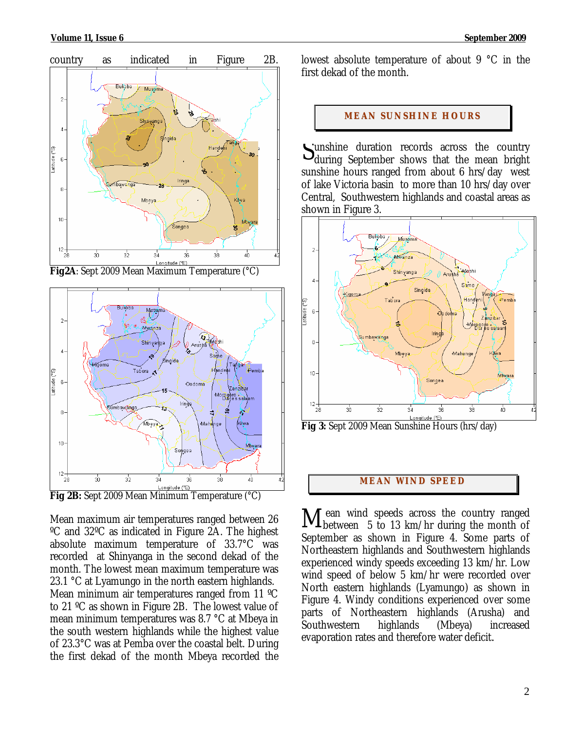country as indicated in Figure 2B.

**Fig2A**: Sept 2009 Mean Maximum Temperature (°C)

**Fig 2B:** Sept 2009 Mean Minimum Temperature (°C)

Mean maximum air temperatures ranged between 26 ºC and 32ºC as indicated in Figure 2A. The highest absolute maximum temperature of 33.7°C was recorded at Shinyanga in the second dekad of the month. The lowest mean maximum temperature was 23.1 °C at Lyamungo in the north eastern highlands.
Mean minimum air temperatures ranged from 11 ºC to 21 ºC as shown in Figure 2B. The lowest value of mean minimum temperatures was 8.7 °C at Mbeya in the south western highlands while the highest value of 23.3°C was at Pemba over the coastal belt. During the first dekad of the month Mbeya recorded the lowest absolute temperature of about 9 °C in the first dekad of the month.

## MEAN SUNSHINE HOURS

Sunshine duration records across the country during September shows that the mean bright sunshine hours ranged from about 6 hrs/day west of lake Victoria basin to more than 10 hrs/day over Central, Southwestern highlands and coastal areas as shown in Figure 3.

**Fig 3:** Sept 2009 Mean Sunshine Hours (hrs/day)

## MEAN WIND SPEED

Mean wind speeds across the country ranged between 5 to 13 km/hr during the month of September as shown in Figure 4. Some parts of Northeastern highlands and Southwestern highlands experienced windy speeds exceeding 13 km/hr. Low wind speed of below 5 km/hr were recorded over North eastern highlands (Lyamungo) as shown in Figure 4. Windy conditions experienced over some parts of Northeastern highlands (Arusha) and Southwestern highlands (Mbeya) increased evaporation rates and therefore water deficit.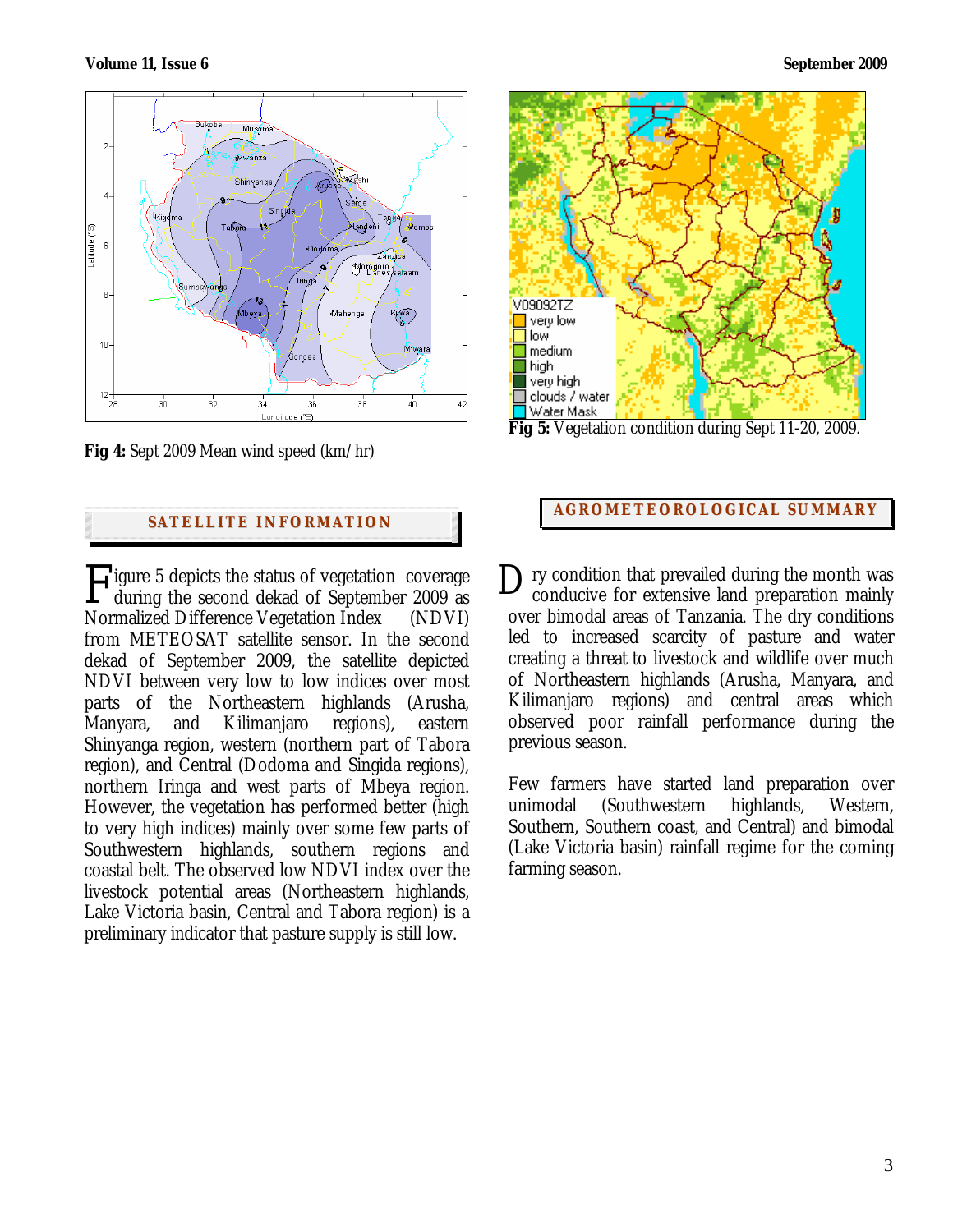**Fig 4:** Sept 2009 Mean wind speed (km/hr)

**Fig 5:** Vegetation condition during Sept 11-20, 2009.

## SATELLITE INFORMATION

Figure 5 depicts the status of vegetation coverage during the second dekad of September 2009 as Normalized Difference Vegetation Index (NDVI) from METEOSAT satellite sensor. In the second dekad of September 2009, the satellite depicted NDVI between very low to low indices over most parts of the Northeastern highlands (Arusha, Manyara, and Kilimanjaro regions), eastern Shinyanga region, western (northern part of Tabora region), and Central (Dodoma and Singida regions), northern Iringa and west parts of Mbeya region. However, the vegetation has performed better (high to very high indices) mainly over some few parts of Southwestern highlands, southern regions and coastal belt. The observed low NDVI index over the livestock potential areas (Northeastern highlands, Lake Victoria basin, Central and Tabora region) is a preliminary indicator that pasture supply is still low.

## AGROMETEOROLOGICAL SUMMARY

Dry condition that prevailed during the month was conducive for extensive land preparation mainly over bimodal areas of Tanzania. The dry conditions led to increased scarcity of pasture and water creating a threat to livestock and wildlife over much of Northeastern highlands (Arusha, Manyara, and Kilimanjaro regions) and central areas which observed poor rainfall performance during the previous season.

Few farmers have started land preparation over unimodal (Southwestern highlands, Western, Southern, Southern coast, and Central) and bimodal (Lake Victoria basin) rainfall regime for the coming farming season.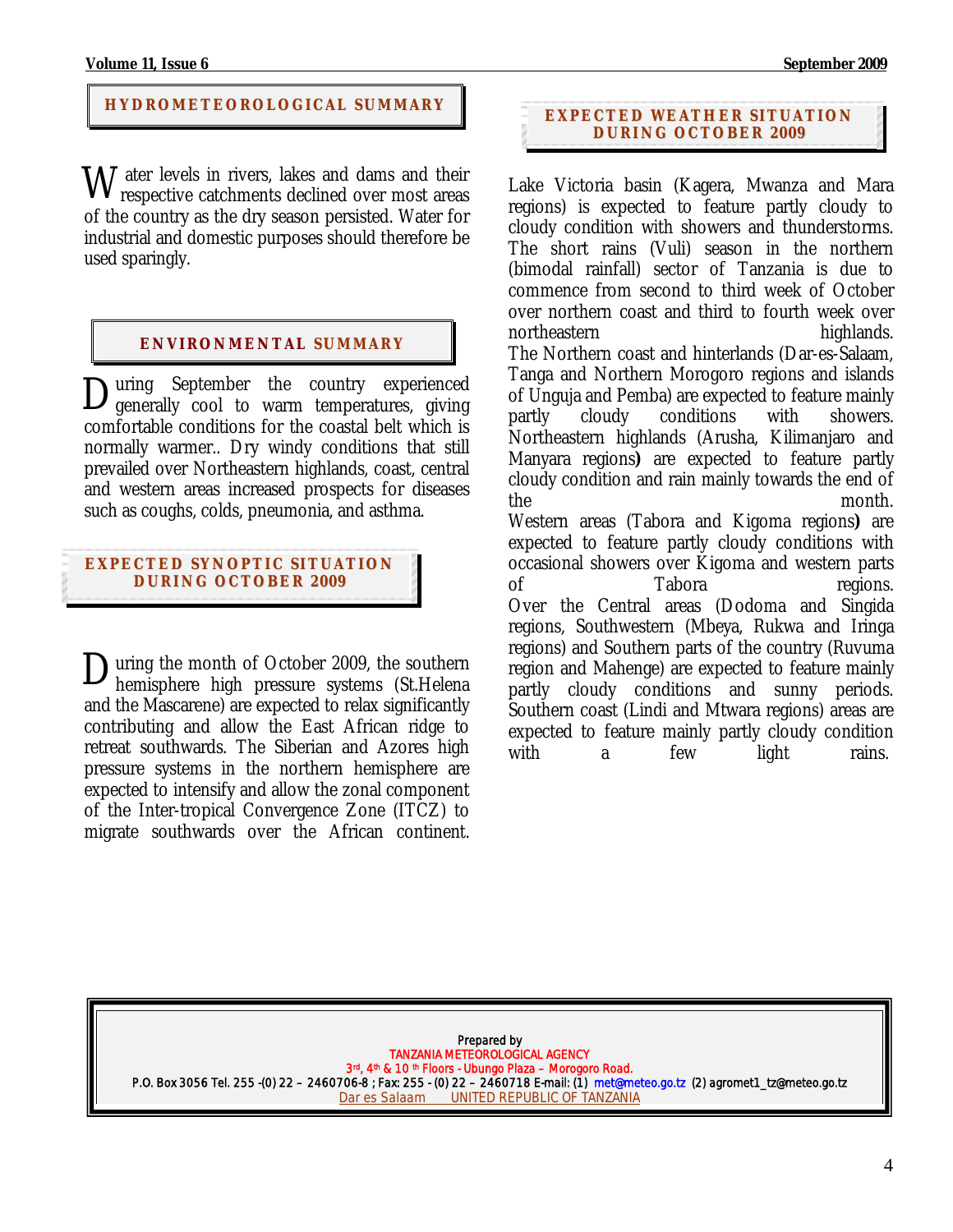## HYDROMETEOROLOGICAL SUMMARY

Water levels in rivers, lakes and dams and their respective catchments declined over most areas of the country as the dry season persisted. Water for industrial and domestic purposes should therefore be used sparingly.

## ENVIRONMENTAL SUMMARY

During September the country experienced generally cool to warm temperatures, giving comfortable conditions for the coastal belt which is normally warmer.. Dry windy conditions that still prevailed over Northeastern highlands, coast, central and western areas increased prospects for diseases such as coughs, colds, pneumonia, and asthma.

## EXPECTED SYNOPTIC SITUATION DURING OCTOBER 2009

During the month of October 2009, the southern hemisphere high pressure systems (St.Helena and the Mascarene) are expected to relax significantly contributing and allow the East African ridge to retreat southwards. The Siberian and Azores high pressure systems in the northern hemisphere are expected to intensify and allow the zonal component of the Inter-tropical Convergence Zone (ITCZ) to migrate southwards over the African continent.

## EXPECTED WEATHER SITUATION DURING OCTOBER 2009

Lake Victoria basin (Kagera, Mwanza and Mara regions) is expected to feature partly cloudy to cloudy condition with showers and thunderstorms. The short rains (Vuli) season in the northern (bimodal rainfall) sector of Tanzania is due to commence from second to third week of October over northern coast and third to fourth week over northeastern highlands.

The Northern coast and hinterlands (Dar-es-Salaam, Tanga and Northern Morogoro regions and islands of Unguja and Pemba) are expected to feature mainly partly cloudy conditions with showers.

Northeastern highlands (Arusha, Kilimanjaro and Manyara regions) are expected to feature partly cloudy condition and rain mainly towards the end of the month.

Western areas (Tabora and Kigoma regions) are expected to feature partly cloudy conditions with occasional showers over Kigoma and western parts of Tabora regions.

Over the Central areas (Dodoma and Singida regions, Southwestern (Mbeya, Rukwa and Iringa regions) and Southern parts of the country (Ruvuma region and Mahenge) are expected to feature mainly partly cloudy conditions and sunny periods.

Southern coast (Lindi and Mtwara regions) areas are expected to feature mainly partly cloudy condition with a few light rains.

---

Prepared by
TANZANIA METEOROLOGICAL AGENCY
3rd, 4th & 10th Floors - Ubungo Plaza – Morogoro Road.
P.O. Box 3056 Tel. 255 -(0) 22 – 2460706-8 ; Fax: 255 - (0) 22 – 2460718 E-mail: (1) met@meteo.go.tz (2) agromet1_tz@meteo.go.tz
Dar es Salaam UNITED REPUBLIC OF TANZANIA